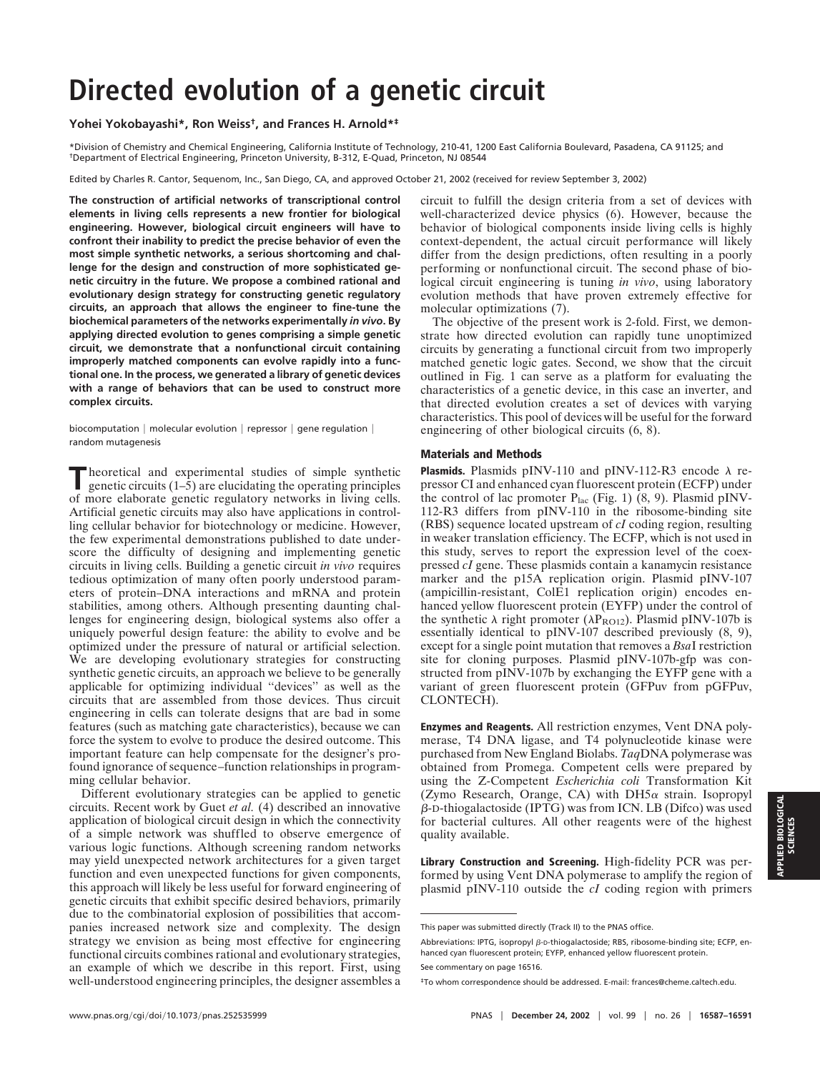# Directed evolution of a genetic circuit

**Yohei Yokobayashi*, Ron Weiss†, and Frances H. Arnold*‡**

*Division of Chemistry and Chemical Engineering, California Institute of Technology, 210-41, 1200 East California Boulevard, Pasadena, CA 91125; and †Department of Electrical Engineering, Princeton University, B-312, E-Quad, Princeton, NJ 08544

Edited by Charles R. Cantor, Sequenom, Inc., San Diego, CA, and approved October 21, 2002 (received for review September 3, 2002)

**The construction of artificial networks of transcriptional control elements in living cells represents a new frontier for biological engineering. However, biological circuit engineers will have to confront their inability to predict the precise behavior of even the most simple synthetic networks, a serious shortcoming and challenge for the design and construction of more sophisticated genetic circuitry in the future. We propose a combined rational and evolutionary design strategy for constructing genetic regulatory circuits, an approach that allows the engineer to fine-tune the biochemical parameters of the networks experimentally *in vivo*. By applying directed evolution to genes comprising a simple genetic circuit, we demonstrate that a nonfunctional circuit containing improperly matched components can evolve rapidly into a functional one. In the process, we generated a library of genetic devices with a range of behaviors that can be used to construct more complex circuits.**

biocomputation | molecular evolution | repressor | gene regulation | random mutagenesis

Theoretical and experimental studies of simple synthetic genetic circuits (1–5) are elucidating the operating principles of more elaborate genetic regulatory networks in living cells. Artificial genetic circuits may also have applications in controlling cellular behavior for biotechnology or medicine. However, the few experimental demonstrations published to date underscore the difficulty of designing and implementing genetic circuits in living cells. Building a genetic circuit *in vivo* requires tedious optimization of many often poorly understood parameters of protein–DNA interactions and mRNA and protein stabilities, among others. Although presenting daunting challenges for engineering design, biological systems also offer a uniquely powerful design feature: the ability to evolve and be optimized under the pressure of natural or artificial selection. We are developing evolutionary strategies for constructing synthetic genetic circuits, an approach we believe to be generally applicable for optimizing individual "devices" as well as the circuits that are assembled from those devices. Thus circuit engineering in cells can tolerate designs that are bad in some features (such as matching gate characteristics), because we can force the system to evolve to produce the desired outcome. This important feature can help compensate for the designer's profound ignorance of sequence–function relationships in programming cellular behavior.

Different evolutionary strategies can be applied to genetic circuits. Recent work by Guet *et al.* (4) described an innovative application of biological circuit design in which the connectivity of a simple network was shuffled to observe emergence of various logic functions. Although screening random networks may yield unexpected network architectures for a given target function and even unexpected functions for given components, this approach will likely be less useful for forward engineering of genetic circuits that exhibit specific desired behaviors, primarily due to the combinatorial explosion of possibilities that accompanies increased network size and complexity. The design strategy we envision as being most effective for engineering functional circuits combines rational and evolutionary strategies, an example of which we describe in this report. First, using well-understood engineering principles, the designer assembles a circuit to fulfill the design criteria from a set of devices with well-characterized device physics (6). However, because the behavior of biological components inside living cells is highly context-dependent, the actual circuit performance will likely differ from the design predictions, often resulting in a poorly performing or nonfunctional circuit. The second phase of biological circuit engineering is tuning *in vivo*, using laboratory evolution methods that have proven extremely effective for molecular optimizations (7).

The objective of the present work is 2-fold. First, we demonstrate how directed evolution can rapidly tune unoptimized circuits by generating a functional circuit from two improperly matched genetic logic gates. Second, we show that the circuit outlined in Fig. 1 can serve as a platform for evaluating the characteristics of a genetic device, in this case an inverter, and that directed evolution creates a set of devices with varying characteristics. This pool of devices will be useful for the forward engineering of other biological circuits (6, 8).

## Materials and Methods

**Plasmids.** Plasmids pINV-110 and pINV-112-R3 encode λ repressor CI and enhanced cyan fluorescent protein (ECFP) under the control of lac promoter $P_{lac}$ (Fig. 1) (8, 9). Plasmid pINV-112-R3 differs from pINV-110 in the ribosome-binding site (RBS) sequence located upstream of *cI* coding region, resulting in weaker translation efficiency. The ECFP, which is not used in this study, serves to report the expression level of the coexpressed *cI* gene. These plasmids contain a kanamycin resistance marker and the p15A replication origin. Plasmid pINV-107 (ampicillin-resistant, ColE1 replication origin) encodes enhanced yellow fluorescent protein (EYFP) under the control of the synthetic λ right promoter ($\lambda P_{RO12}$). Plasmid pINV-107b is essentially identical to pINV-107 described previously (8, 9), except for a single point mutation that removes a *Bsa*I restriction site for cloning purposes. Plasmid pINV-107b-gfp was constructed from pINV-107b by exchanging the EYFP gene with a variant of green fluorescent protein (GFPuv from pGFPuv, CLONTECH).

**Enzymes and Reagents.** All restriction enzymes, Vent DNA polymerase, T4 DNA ligase, and T4 polynucleotide kinase were purchased from New England Biolabs. *Taq*DNA polymerase was obtained from Promega. Competent cells were prepared by using the Z-Competent *Escherichia coli* Transformation Kit (Zymo Research, Orange, CA) with DH5α strain. Isopropyl β-D-thiogalactoside (IPTG) was from ICN. LB (Difco) was used for bacterial cultures. All other reagents were of the highest quality available.

**Library Construction and Screening.** High-fidelity PCR was performed by using Vent DNA polymerase to amplify the region of plasmid pINV-110 outside the *cI* coding region with primers

This paper was submitted directly (Track II) to the PNAS office.

Abbreviations: IPTG, isopropyl β-D-thiogalactoside; RBS, ribosome-binding site; ECFP, enhanced cyan fluorescent protein; EYFP, enhanced yellow fluorescent protein.

See commentary on page 16516.

‡To whom correspondence should be addressed. E-mail: frances@cheme.caltech.edu.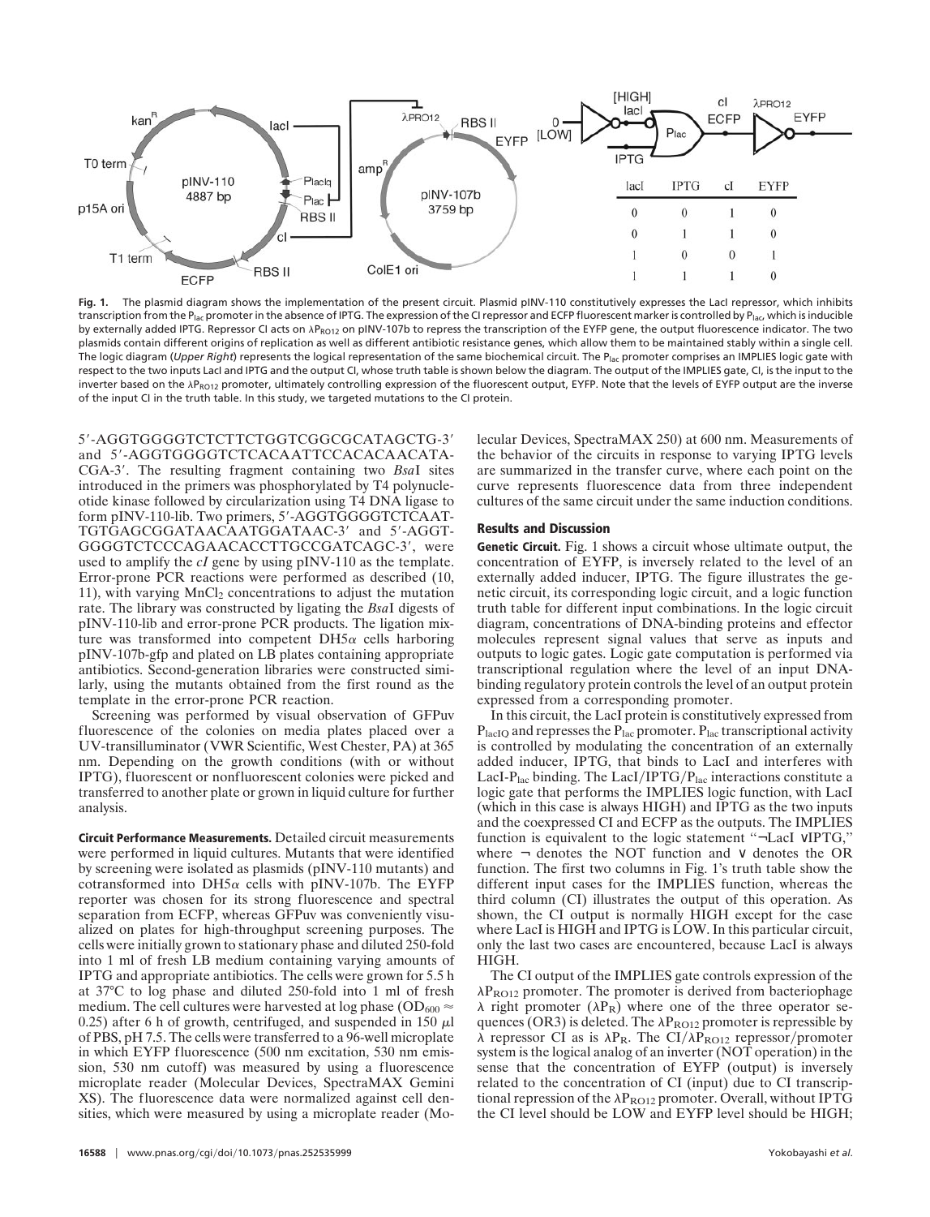| lacI | IPTG | cI | EYFP |
|---|---|---|---|
| 0 | 0 | 1 | 0 |
| 0 | 1 | 1 | 0 |
| 1 | 0 | 0 | 1 |
| 1 | 1 | 1 | 0 |

**Fig. 1.** The plasmid diagram shows the implementation of the present circuit. Plasmid pINV-110 constitutively expresses the LacI repressor, which inhibits transcription from the $P_{lac}$ promoter in the absence of IPTG. The expression of the CI repressor and ECFP fluorescent marker is controlled by $P_{lac}$, which is inducible by externally added IPTG. Repressor CI acts on $\lambda P_{RO12}$ on pINV-107b to repress the transcription of the EYFP gene, the output fluorescence indicator. The two plasmids contain different origins of replication as well as different antibiotic resistance genes, which allow them to be maintained stably within a single cell. The logic diagram (*Upper Right*) represents the logical representation of the same biochemical circuit. The $P_{lac}$ promoter comprises an IMPLIES logic gate with respect to the two inputs LacI and IPTG and the output CI, whose truth table is shown below the diagram. The output of the IMPLIES gate, CI, is the input to the inverter based on the $\lambda P_{RO12}$ promoter, ultimately controlling expression of the fluorescent output, EYFP. Note that the levels of EYFP output are the inverse of the input CI in the truth table. In this study, we targeted mutations to the CI protein.

5′-AGGTGGGGTCTCTTCTGGTCGGCGCATAGCTG-3′ and 5′-AGGTGGGGTCTCACAATTCCACACAACATA-CGA-3′. The resulting fragment containing two *Bsa*I sites introduced in the primers was phosphorylated by T4 polynucleotide kinase followed by circularization using T4 DNA ligase to form pINV-110-lib. Two primers, 5′-AGGTGGGGTCTCAAT-TGTGAGCGGATAACAATGGATAAC-3′ and 5′-AGGT-GGGGTCTCCCAGAACACCTTGCCGATCAGC-3′, were used to amplify the *cI* gene by using pINV-110 as the template. Error-prone PCR reactions were performed as described (10, 11), with varying $MnCl_2$ concentrations to adjust the mutation rate. The library was constructed by ligating the *Bsa*I digests of pINV-110-lib and error-prone PCR products. The ligation mixture was transformed into competent DH5α cells harboring pINV-107b-gfp and plated on LB plates containing appropriate antibiotics. Second-generation libraries were constructed similarly, using the mutants obtained from the first round as the template in the error-prone PCR reaction.

Screening was performed by visual observation of GFPuv fluorescence of the colonies on media plates placed over a UV-transilluminator (VWR Scientific, West Chester, PA) at 365 nm. Depending on the growth conditions (with or without IPTG), fluorescent or nonfluorescent colonies were picked and transferred to another plate or grown in liquid culture for further analysis.

**Circuit Performance Measurements.** Detailed circuit measurements were performed in liquid cultures. Mutants that were identified by screening were isolated as plasmids (pINV-110 mutants) and cotransformed into DH5α cells with pINV-107b. The EYFP reporter was chosen for its strong fluorescence and spectral separation from ECFP, whereas GFPuv was conveniently visualized on plates for high-throughput screening purposes. The cells were initially grown to stationary phase and diluted 250-fold into 1 ml of fresh LB medium containing varying amounts of IPTG and appropriate antibiotics. The cells were grown for 5.5 h at 37°C to log phase and diluted 250-fold into 1 ml of fresh medium. The cell cultures were harvested at log phase ($OD_{600} \approx 0.25$) after 6 h of growth, centrifuged, and suspended in 150 μl of PBS, pH 7.5. The cells were transferred to a 96-well microplate in which EYFP fluorescence (500 nm excitation, 530 nm emission, 530 nm cutoff) was measured by using a fluorescence microplate reader (Molecular Devices, SpectraMAX Gemini XS). The fluorescence data were normalized against cell densities, which were measured by using a microplate reader (Molecular Devices, SpectraMAX 250) at 600 nm. Measurements of the behavior of the circuits in response to varying IPTG levels are summarized in the transfer curve, where each point on the curve represents fluorescence data from three independent cultures of the same circuit under the same induction conditions.

## Results and Discussion

**Genetic Circuit.** Fig. 1 shows a circuit whose ultimate output, the concentration of EYFP, is inversely related to the level of an externally added inducer, IPTG. The figure illustrates the genetic circuit, its corresponding logic circuit, and a logic function truth table for different input combinations. In the logic circuit diagram, concentrations of DNA-binding proteins and effector molecules represent signal values that serve as inputs and outputs to logic gates. Logic gate computation is performed via transcriptional regulation where the level of an input DNA-binding regulatory protein controls the level of an output protein expressed from a corresponding promoter.

In this circuit, the LacI protein is constitutively expressed from $P_{lacIQ}$ and represses the $P_{lac}$ promoter. $P_{lac}$ transcriptional activity is controlled by modulating the concentration of an externally added inducer, IPTG, that binds to LacI and interferes with LacI-$P_{lac}$ binding. The LacI/IPTG/$P_{lac}$ interactions constitute a logic gate that performs the IMPLIES logic function, with LacI (which in this case is always HIGH) and IPTG as the two inputs and the coexpressed CI and ECFP as the outputs. The IMPLIES function is equivalent to the logic statement "¬LacI ∨IPTG," where ¬ denotes the NOT function and ∨ denotes the OR function. The first two columns in Fig. 1's truth table show the different input cases for the IMPLIES function, whereas the third column (CI) illustrates the output of this operation. As shown, the CI output is normally HIGH except for the case where LacI is HIGH and IPTG is LOW. In this particular circuit, only the last two cases are encountered, because LacI is always HIGH.

The CI output of the IMPLIES gate controls expression of the $\lambda P_{RO12}$ promoter. The promoter is derived from bacteriophage λ right promoter ($\lambda P_R$) where one of the three operator sequences (OR3) is deleted. The $\lambda P_{RO12}$ promoter is repressible by λ repressor CI as is $\lambda P_R$. The CI/$\lambda P_{RO12}$ repressor/promoter system is the logical analog of an inverter (NOT operation) in the sense that the concentration of EYFP (output) is inversely related to the concentration of CI (input) due to CI transcriptional repression of the $\lambda P_{RO12}$ promoter. Overall, without IPTG the CI level should be LOW and EYFP level should be HIGH;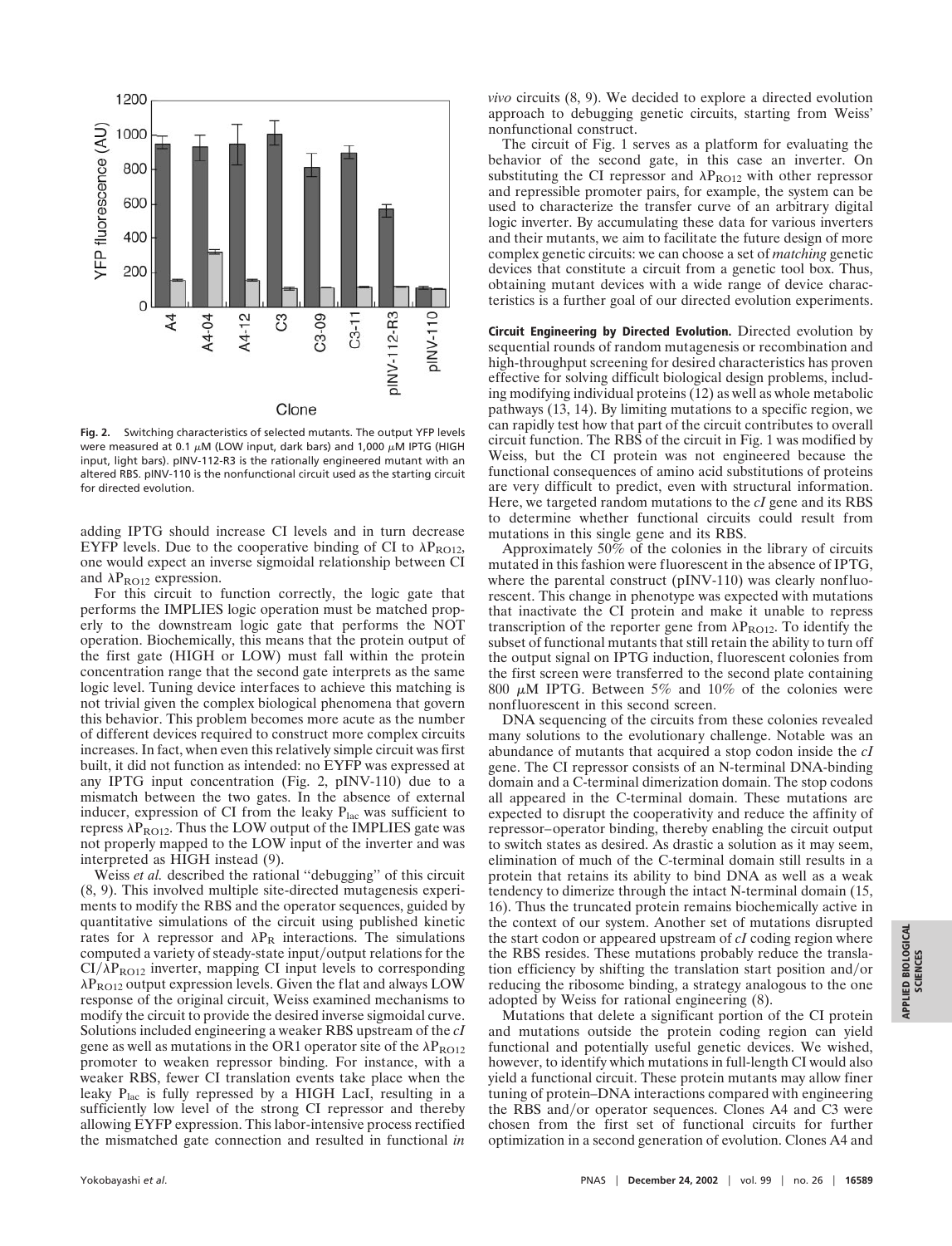Fig. 2. Switching characteristics of selected mutants. The output YFP levels were measured at 0.1 $\mu$M (LOW input, dark bars) and 1,000 $\mu$M IPTG (HIGH input, light bars). pINV-112-R3 is the rationally engineered mutant with an altered RBS. pINV-110 is the nonfunctional circuit used as the starting circuit for directed evolution.

adding IPTG should increase CI levels and in turn decrease EYFP levels. Due to the cooperative binding of CI to $\lambda P_{RO12}$, one would expect an inverse sigmoidal relationship between CI and $\lambda P_{RO12}$ expression.

For this circuit to function correctly, the logic gate that performs the IMPLIES logic operation must be matched properly to the downstream logic gate that performs the NOT operation. Biochemically, this means that the protein output of the first gate (HIGH or LOW) must fall within the protein concentration range that the second gate interprets as the same logic level. Tuning device interfaces to achieve this matching is not trivial given the complex biological phenomena that govern this behavior. This problem becomes more acute as the number of different devices required to construct more complex circuits increases. In fact, when even this relatively simple circuit was first built, it did not function as intended: no EYFP was expressed at any IPTG input concentration (Fig. 2, pINV-110) due to a mismatch between the two gates. In the absence of external inducer, expression of CI from the leaky $P_{lac}$ was sufficient to repress $\lambda P_{RO12}$. Thus the LOW output of the IMPLIES gate was not properly mapped to the LOW input of the inverter and was interpreted as HIGH instead (9).

Weiss *et al.* described the rational "debugging" of this circuit (8, 9). This involved multiple site-directed mutagenesis experiments to modify the RBS and the operator sequences, guided by quantitative simulations of the circuit using published kinetic rates for $\lambda$ repressor and $\lambda P_R$ interactions. The simulations computed a variety of steady-state input/output relations for the $CI/\lambda P_{RO12}$ inverter, mapping CI input levels to corresponding $\lambda P_{RO12}$ output expression levels. Given the flat and always LOW response of the original circuit, Weiss examined mechanisms to modify the circuit to provide the desired inverse sigmoidal curve. Solutions included engineering a weaker RBS upstream of the *cI* gene as well as mutations in the OR1 operator site of the $\lambda P_{RO12}$ promoter to weaken repressor binding. For instance, with a weaker RBS, fewer CI translation events take place when the leaky $P_{lac}$ is fully repressed by a HIGH LacI, resulting in a sufficiently low level of the strong CI repressor and thereby allowing EYFP expression. This labor-intensive process rectified the mismatched gate connection and resulted in functional *in vivo* circuits (8, 9). We decided to explore a directed evolution approach to debugging genetic circuits, starting from Weiss' nonfunctional construct.

The circuit of Fig. 1 serves as a platform for evaluating the behavior of the second gate, in this case an inverter. On substituting the CI repressor and $\lambda P_{RO12}$ with other repressor and repressible promoter pairs, for example, the system can be used to characterize the transfer curve of an arbitrary digital logic inverter. By accumulating these data for various inverters and their mutants, we aim to facilitate the future design of more complex genetic circuits: we can choose a set of *matching* genetic devices that constitute a circuit from a genetic tool box. Thus, obtaining mutant devices with a wide range of device characteristics is a further goal of our directed evolution experiments.

**Circuit Engineering by Directed Evolution.** Directed evolution by sequential rounds of random mutagenesis or recombination and high-throughput screening for desired characteristics has proven effective for solving difficult biological design problems, including modifying individual proteins (12) as well as whole metabolic pathways (13, 14). By limiting mutations to a specific region, we can rapidly test how that part of the circuit contributes to overall circuit function. The RBS of the circuit in Fig. 1 was modified by Weiss, but the CI protein was not engineered because the functional consequences of amino acid substitutions of proteins are very difficult to predict, even with structural information. Here, we targeted random mutations to the *cI* gene and its RBS to determine whether functional circuits could result from mutations in this single gene and its RBS.

Approximately 50% of the colonies in the library of circuits mutated in this fashion were fluorescent in the absence of IPTG, where the parental construct (pINV-110) was clearly nonfluorescent. This change in phenotype was expected with mutations that inactivate the CI protein and make it unable to repress transcription of the reporter gene from $\lambda P_{RO12}$. To identify the subset of functional mutants that still retain the ability to turn off the output signal on IPTG induction, fluorescent colonies from the first screen were transferred to the second plate containing 800 $\mu$M IPTG. Between 5% and 10% of the colonies were nonfluorescent in this second screen.

DNA sequencing of the circuits from these colonies revealed many solutions to the evolutionary challenge. Notable was an abundance of mutants that acquired a stop codon inside the *cI* gene. The CI repressor consists of an N-terminal DNA-binding domain and a C-terminal dimerization domain. The stop codons all appeared in the C-terminal domain. These mutations are expected to disrupt the cooperativity and reduce the affinity of repressor–operator binding, thereby enabling the circuit output to switch states as desired. As drastic a solution as it may seem, elimination of much of the C-terminal domain still results in a protein that retains its ability to bind DNA as well as a weak tendency to dimerize through the intact N-terminal domain (15, 16). Thus the truncated protein remains biochemically active in the context of our system. Another set of mutations disrupted the start codon or appeared upstream of *cI* coding region where the RBS resides. These mutations probably reduce the translation efficiency by shifting the translation start position and/or reducing the ribosome binding, a strategy analogous to the one adopted by Weiss for rational engineering (8).

Mutations that delete a significant portion of the CI protein and mutations outside the protein coding region can yield functional and potentially useful genetic devices. We wished, however, to identify which mutations in full-length CI would also yield a functional circuit. These protein mutants may allow finer tuning of protein–DNA interactions compared with engineering the RBS and/or operator sequences. Clones A4 and C3 were chosen from the first set of functional circuits for further optimization in a second generation of evolution. Clones A4 and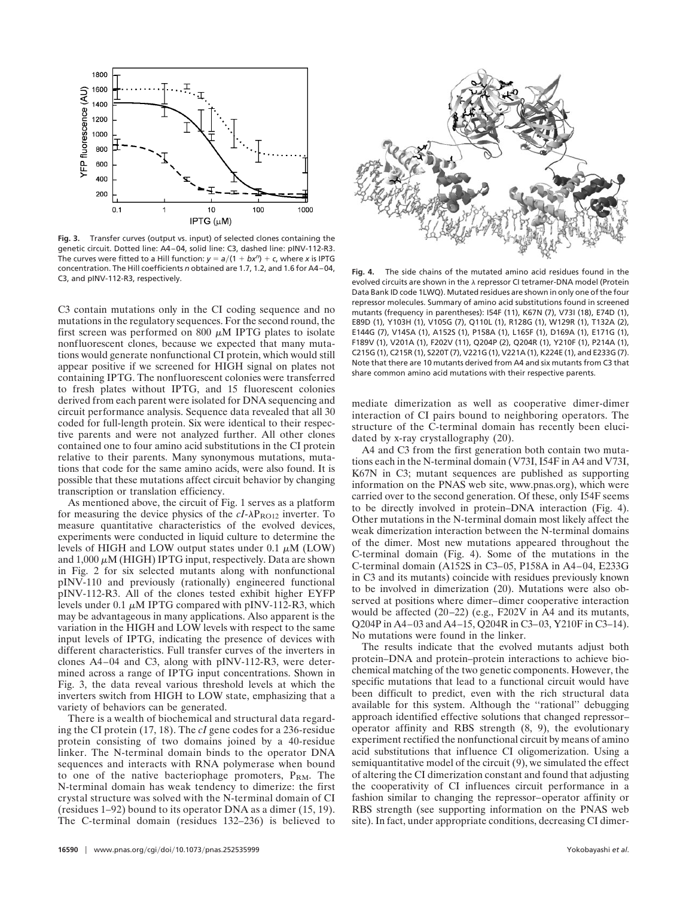**Fig. 3.** Transfer curves (output vs. input) of selected clones containing the genetic circuit. Dotted line: A4–04, solid line: C3, dashed line: pINV-112-R3. The curves were fitted to a Hill function: $y = a/(1 + bx^n) + c$, where $x$ is IPTG concentration. The Hill coefficients $n$ obtained are 1.7, 1.2, and 1.6 for A4–04, C3, and pINV-112-R3, respectively.

**Fig. 4.** The side chains of the mutated amino acid residues found in the evolved circuits are shown in the λ repressor CI tetramer-DNA model (Protein Data Bank ID code 1LWQ). Mutated residues are shown in only one of the four repressor molecules. Summary of amino acid substitutions found in screened mutants (frequency in parentheses): I54F (11), K67N (7), V73I (18), E74D (1), E89D (1), Y103H (1), V105G (7), Q110L (1), R128G (1), W129R (1), T132A (2), E144G (7), V145A (1), A152S (1), P158A (1), L165F (1), D169A (1), E171G (1), F189V (1), V201A (1), F202V (11), Q204P (2), Q204R (1), Y210F (1), P214A (1), C215G (1), C215R (1), S220T (7), V221G (1), V221A (1), K224E (1), and E233G (7). Note that there are 10 mutants derived from A4 and six mutants from C3 that share common amino acid mutations with their respective parents.

C3 contain mutations only in the CI coding sequence and no mutations in the regulatory sequences. For the second round, the first screen was performed on 800 μM IPTG plates to isolate nonfluorescent clones, because we expected that many mutations would generate nonfunctional CI protein, which would still appear positive if we screened for HIGH signal on plates not containing IPTG. The nonfluorescent colonies were transferred to fresh plates without IPTG, and 15 fluorescent colonies derived from each parent were isolated for DNA sequencing and circuit performance analysis. Sequence data revealed that all 30 coded for full-length protein. Six were identical to their respective parents and were not analyzed further. All other clones contained one to four amino acid substitutions in the CI protein relative to their parents. Many synonymous mutations, mutations that code for the same amino acids, were also found. It is possible that these mutations affect circuit behavior by changing transcription or translation efficiency.

As mentioned above, the circuit of Fig. 1 serves as a platform for measuring the device physics of the *cI*-$\lambda P_{RO12}$ inverter. To measure quantitative characteristics of the evolved devices, experiments were conducted in liquid culture to determine the levels of HIGH and LOW output states under 0.1 μM (LOW) and 1,000 μM (HIGH) IPTG input, respectively. Data are shown in Fig. 2 for six selected mutants along with nonfunctional pINV-110 and previously (rationally) engineered functional pINV-112-R3. All of the clones tested exhibit higher EYFP levels under 0.1 μM IPTG compared with pINV-112-R3, which may be advantageous in many applications. Also apparent is the variation in the HIGH and LOW levels with respect to the same input levels of IPTG, indicating the presence of devices with different characteristics. Full transfer curves of the inverters in clones A4–04 and C3, along with pINV-112-R3, were determined across a range of IPTG input concentrations. Shown in Fig. 3, the data reveal various threshold levels at which the inverters switch from HIGH to LOW state, emphasizing that a variety of behaviors can be generated.

There is a wealth of biochemical and structural data regarding the CI protein (17, 18). The *cI* gene codes for a 236-residue protein consisting of two domains joined by a 40-residue linker. The N-terminal domain binds to the operator DNA sequences and interacts with RNA polymerase when bound to one of the native bacteriophage promoters, $P_{RM}$. The N-terminal domain has weak tendency to dimerize: the first crystal structure was solved with the N-terminal domain of CI (residues 1–92) bound to its operator DNA as a dimer (15, 19). The C-terminal domain (residues 132–236) is believed to mediate dimerization as well as cooperative dimer-dimer interaction of CI pairs bound to neighboring operators. The structure of the C-terminal domain has recently been elucidated by x-ray crystallography (20).

A4 and C3 from the first generation both contain two mutations each in the N-terminal domain (V73I, I54F in A4 and V73I, K67N in C3; mutant sequences are published as supporting information on the PNAS web site, www.pnas.org), which were carried over to the second generation. Of these, only I54F seems to be directly involved in protein–DNA interaction (Fig. 4). Other mutations in the N-terminal domain most likely affect the weak dimerization interaction between the N-terminal domains of the dimer. Most new mutations appeared throughout the C-terminal domain (Fig. 4). Some of the mutations in the C-terminal domain (A152S in C3–05, P158A in A4–04, E233G in C3 and its mutants) coincide with residues previously known to be involved in dimerization (20). Mutations were also observed at positions where dimer–dimer cooperative interaction would be affected (20–22) (e.g., F202V in A4 and its mutants, Q204P in A4–03 and A4–15, Q204R in C3–03, Y210F in C3–14). No mutations were found in the linker.

The results indicate that the evolved mutants adjust both protein–DNA and protein–protein interactions to achieve biochemical matching of the two genetic components. However, the specific mutations that lead to a functional circuit would have been difficult to predict, even with the rich structural data available for this system. Although the "rational" debugging approach identified effective solutions that changed repressor–operator affinity and RBS strength (8, 9), the evolutionary experiment rectified the nonfunctional circuit by means of amino acid substitutions that influence CI oligomerization. Using a semiquantitative model of the circuit (9), we simulated the effect of altering the CI dimerization constant and found that adjusting the cooperativity of CI influences circuit performance in a fashion similar to changing the repressor–operator affinity or RBS strength (see supporting information on the PNAS web site). In fact, under appropriate conditions, decreasing CI dimer-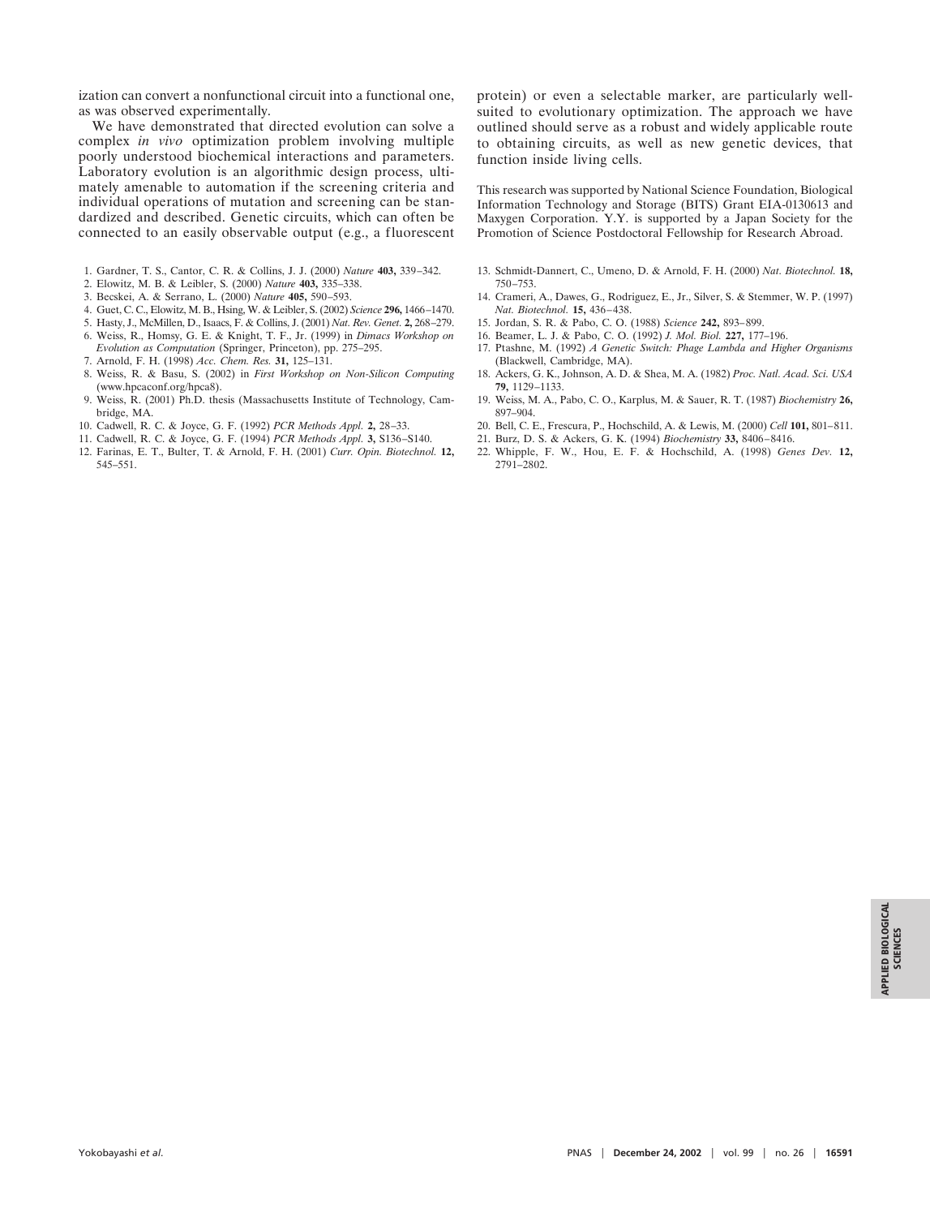ization can convert a nonfunctional circuit into a functional one, as was observed experimentally.

We have demonstrated that directed evolution can solve a complex *in vivo* optimization problem involving multiple poorly understood biochemical interactions and parameters. Laboratory evolution is an algorithmic design process, ultimately amenable to automation if the screening criteria and individual operations of mutation and screening can be standardized and described. Genetic circuits, which can often be connected to an easily observable output (e.g., a fluorescent protein) or even a selectable marker, are particularly well-suited to evolutionary optimization. The approach we have outlined should serve as a robust and widely applicable route to obtaining circuits, as well as new genetic devices, that function inside living cells.

This research was supported by National Science Foundation, Biological Information Technology and Storage (BITS) Grant EIA-0130613 and Maxygen Corporation. Y.Y. is supported by a Japan Society for the Promotion of Science Postdoctoral Fellowship for Research Abroad.

1. Gardner, T. S., Cantor, C. R. & Collins, J. J. (2000) *Nature* **403,** 339–342.
2. Elowitz, M. B. & Leibler, S. (2000) *Nature* **403,** 335–338.
3. Becskei, A. & Serrano, L. (2000) *Nature* **405,** 590–593.
4. Guet, C. C., Elowitz, M. B., Hsing, W. & Leibler, S. (2002) *Science* **296,** 1466–1470.
5. Hasty, J., McMillen, D., Isaacs, F. & Collins, J. (2001) *Nat. Rev. Genet.* **2,** 268–279.
6. Weiss, R., Homsy, G. E. & Knight, T. F., Jr. (1999) in *Dimacs Workshop on Evolution as Computation* (Springer, Princeton), pp. 275–295.
7. Arnold, F. H. (1998) *Acc. Chem. Res.* **31,** 125–131.
8. Weiss, R. & Basu, S. (2002) in *First Workshop on Non-Silicon Computing* (www.hpcaconf.org/hpca8).
9. Weiss, R. (2001) Ph.D. thesis (Massachusetts Institute of Technology, Cambridge, MA.
10. Cadwell, R. C. & Joyce, G. F. (1992) *PCR Methods Appl.* **2,** 28–33.
11. Cadwell, R. C. & Joyce, G. F. (1994) *PCR Methods Appl.* **3,** S136–S140.
12. Farinas, E. T., Bulter, T. & Arnold, F. H. (2001) *Curr. Opin. Biotechnol.* **12,** 545–551.
13. Schmidt-Dannert, C., Umeno, D. & Arnold, F. H. (2000) *Nat. Biotechnol.* **18,** 750–753.
14. Crameri, A., Dawes, G., Rodriguez, E., Jr., Silver, S. & Stemmer, W. P. (1997) *Nat. Biotechnol.* **15,** 436–438.
15. Jordan, S. R. & Pabo, C. O. (1988) *Science* **242,** 893–899.
16. Beamer, L. J. & Pabo, C. O. (1992) *J. Mol. Biol.* **227,** 177–196.
17. Ptashne, M. (1992) *A Genetic Switch: Phage Lambda and Higher Organisms* (Blackwell, Cambridge, MA).
18. Ackers, G. K., Johnson, A. D. & Shea, M. A. (1982) *Proc. Natl. Acad. Sci. USA* **79,** 1129–1133.
19. Weiss, M. A., Pabo, C. O., Karplus, M. & Sauer, R. T. (1987) *Biochemistry* **26,** 897–904.
20. Bell, C. E., Frescura, P., Hochschild, A. & Lewis, M. (2000) *Cell* **101,** 801–811.
21. Burz, D. S. & Ackers, G. K. (1994) *Biochemistry* **33,** 8406–8416.
22. Whipple, F. W., Hou, E. F. & Hochschild, A. (1998) *Genes Dev.* **12,** 2791–2802.